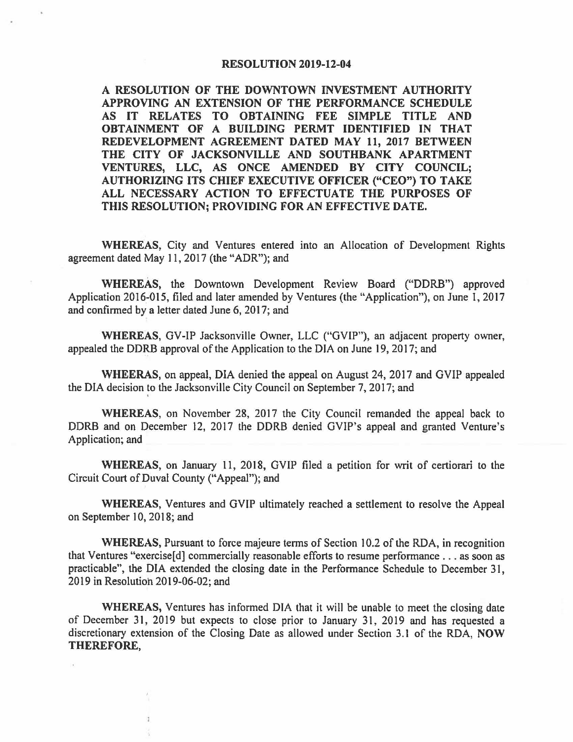# RESOLUTION 2019-12-04

**A RESOLUTION OF THE DOWNTOWN INVESTMENT AUTHORITY APPROVING AN EXTENSION OF THE PERFORMANCE SCHEDULE AS IT RELATES TO OBTAINING FEE SIMPLE TITLE AND OBTAINMENT OF A BUILDING PERMT IDENTIFIED IN THAT REDEVELOPMENT AGREEMENT DATED MAY 11, 2017 BETWEEN THE CITY OF JACKSONVILLE AND SOUTHBANK APARTMENT VENTURES, LLC, AS ONCE AMENDED BY CITY COUNCIL; AUTHORIZING ITS CHIEF EXECUTIVE OFFICER ("CEO") TO TAKE ALL NECESSARY ACTION TO EFFECTUATE THE PURPOSES OF THIS RESOLUTION; PROVIDING FOR AN EFFECTIVE DATE.**

**WHEREAS,** City and Ventures entered into an Allocation of Development Rights agreement dated May 11, 2017 (the "ADR"); and

**WHEREAS,** the Downtown Development Review Board ("DDRB") approved Application 2016-015, filed and later amended by Ventures (the "Application"), on June 1, 2017 and confirmed by a letter dated June 6, 2017; and

**WHEREAS,** GV-IP Jacksonville Owner, LLC ("GVIP"), an adjacent property owner, appealed the DDRB approval of the Application to the DIA on June 19, 2017; and

**WHEERAS,** on appeal, DIA denied the appeal on August 24, 2017 and GVIP appealed the DIA decision to the Jacksonville City Council on September 7, 2017; and

**WHEREAS,** on November 28, 2017 the City Council remanded the appeal back to DDRB and on December 12, 2017 the DDRB denied GVIP's appeal and granted Venture's Application; and

**WHEREAS,** on January 11, 2018, GVIP filed a petition for writ of certiorari to the Circuit Court of Duval County ("Appeal"); and

**WHEREAS,** Ventures and GVIP ultimately reached a settlement to resolve the Appeal on September 10, 2018; and

**WHEREAS,** Pursuant to force majeure terms of Section 10.2 of the RDA, in recognition that Ventures "exercise[d] commercially reasonable efforts to resume performance . . . as soon as practicable", the DIA extended the closing date in the Performance Schedule to December 31, 2019 in Resolution 2019-06-02; and

**WHEREAS,** Ventures has informed DIA that it will be unable to meet the closing date of December 31, 2019 but expects to close prior to January 31, 2019 and has requested a discretionary extension of the Closing Date as allowed under Section 3.1 of the RDA, **NOW THEREFORE,**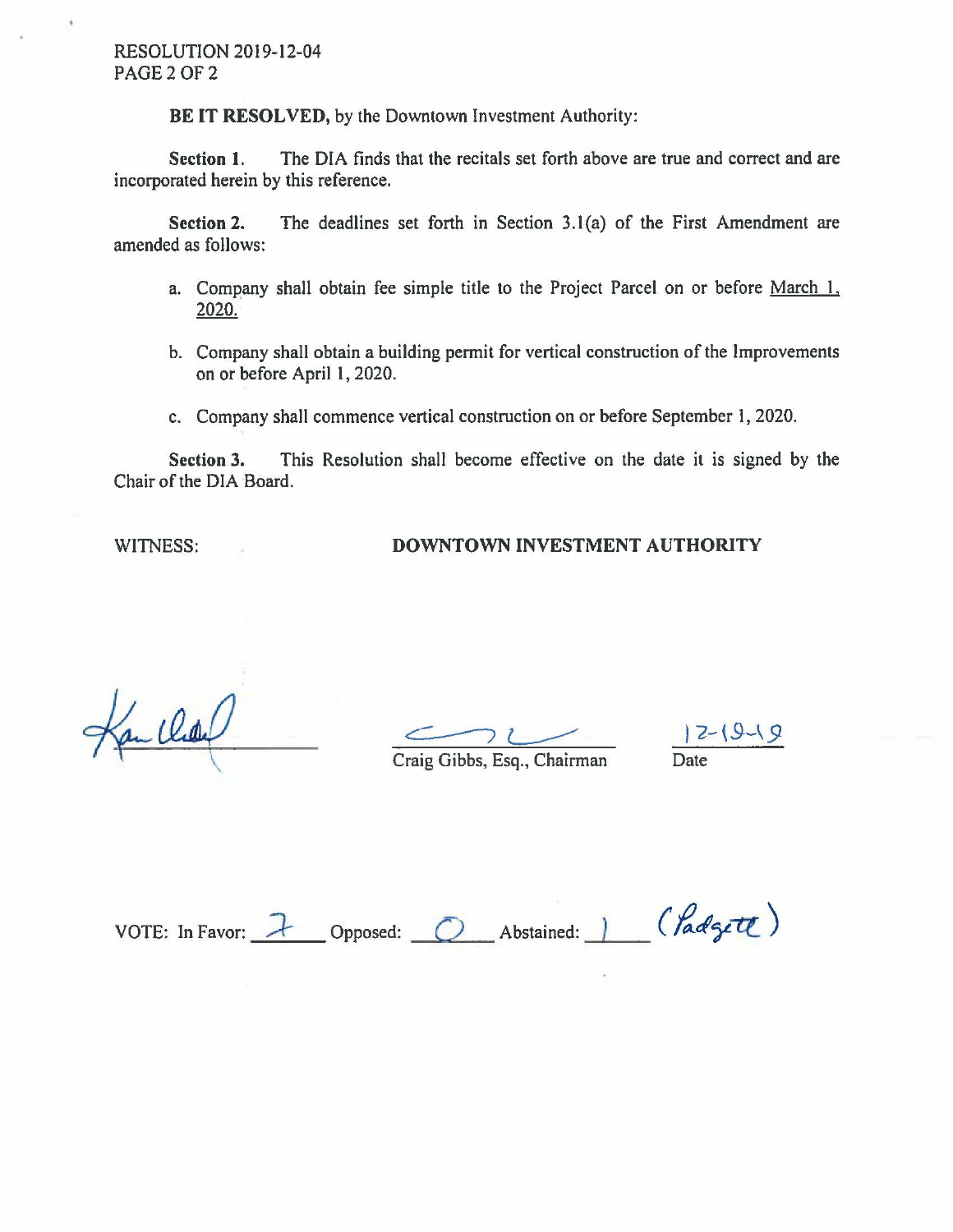RESOLUTION 2019-12-04
PAGE 2 OF 2

**BE IT RESOLVED,** by the Downtown Investment Authority:

**Section 1.** The DIA finds that the recitals set forth above are true and correct and are incorporated herein by this reference.

**Section 2.** The deadlines set forth in Section 3.1(a) of the First Amendment are amended as follows:

a. Company shall obtain fee simple title to the Project Parcel on or before March 1, 2020.

b. Company shall obtain a building permit for vertical construction of the Improvements on or before April 1, 2020.

c. Company shall commence vertical construction on or before September 1, 2020.

**Section 3.** This Resolution shall become effective on the date it is signed by the Chair of the DIA Board.

WITNESS: **DOWNTOWN INVESTMENT AUTHORITY**

Craig Gibbs, Esq., Chairman

12-19-19
Date

VOTE: In Favor: 7 Opposed: 0 Abstained: 1 (Padgett)